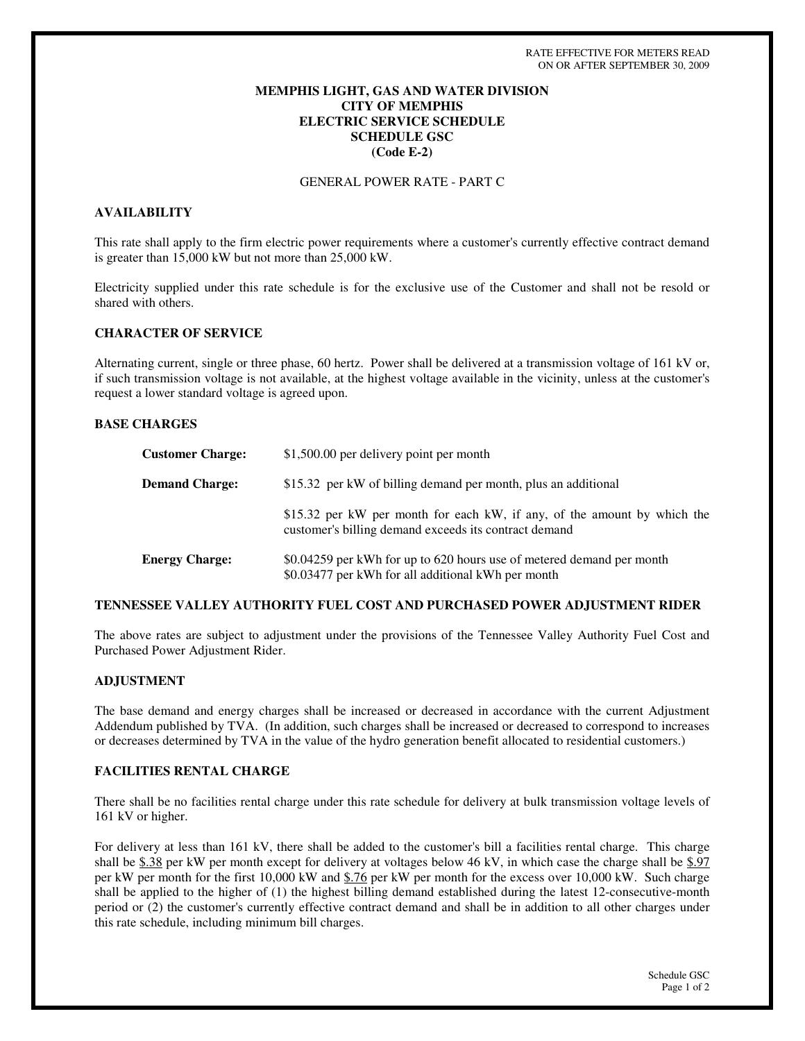RATE EFFECTIVE FOR METERS READ ON OR AFTER SEPTEMBER 30, 2009

# MEMPHIS LIGHT, GAS AND WATER DIVISION
# CITY OF MEMPHIS
# ELECTRIC SERVICE SCHEDULE
# SCHEDULE GSC
# (Code E-2)

GENERAL POWER RATE - PART C

## AVAILABILITY

This rate shall apply to the firm electric power requirements where a customer's currently effective contract demand is greater than 15,000 kW but not more than 25,000 kW.

Electricity supplied under this rate schedule is for the exclusive use of the Customer and shall not be resold or shared with others.

## CHARACTER OF SERVICE

Alternating current, single or three phase, 60 hertz. Power shall be delivered at a transmission voltage of 161 kV or, if such transmission voltage is not available, at the highest voltage available in the vicinity, unless at the customer's request a lower standard voltage is agreed upon.

## BASE CHARGES

**Customer Charge:** $1,500.00 per delivery point per month

**Demand Charge:** $15.32 per kW of billing demand per month, plus an additional

$15.32 per kW per month for each kW, if any, of the amount by which the customer's billing demand exceeds its contract demand

**Energy Charge:** $0.04259 per kWh for up to 620 hours use of metered demand per month
$0.03477 per kWh for all additional kWh per month

## TENNESSEE VALLEY AUTHORITY FUEL COST AND PURCHASED POWER ADJUSTMENT RIDER

The above rates are subject to adjustment under the provisions of the Tennessee Valley Authority Fuel Cost and Purchased Power Adjustment Rider.

## ADJUSTMENT

The base demand and energy charges shall be increased or decreased in accordance with the current Adjustment Addendum published by TVA. (In addition, such charges shall be increased or decreased to correspond to increases or decreases determined by TVA in the value of the hydro generation benefit allocated to residential customers.)

## FACILITIES RENTAL CHARGE

There shall be no facilities rental charge under this rate schedule for delivery at bulk transmission voltage levels of 161 kV or higher.

For delivery at less than 161 kV, there shall be added to the customer's bill a facilities rental charge. This charge shall be $.38 per kW per month except for delivery at voltages below 46 kV, in which case the charge shall be $.97 per kW per month for the first 10,000 kW and $.76 per kW per month for the excess over 10,000 kW. Such charge shall be applied to the higher of (1) the highest billing demand established during the latest 12-consecutive-month period or (2) the customer's currently effective contract demand and shall be in addition to all other charges under this rate schedule, including minimum bill charges.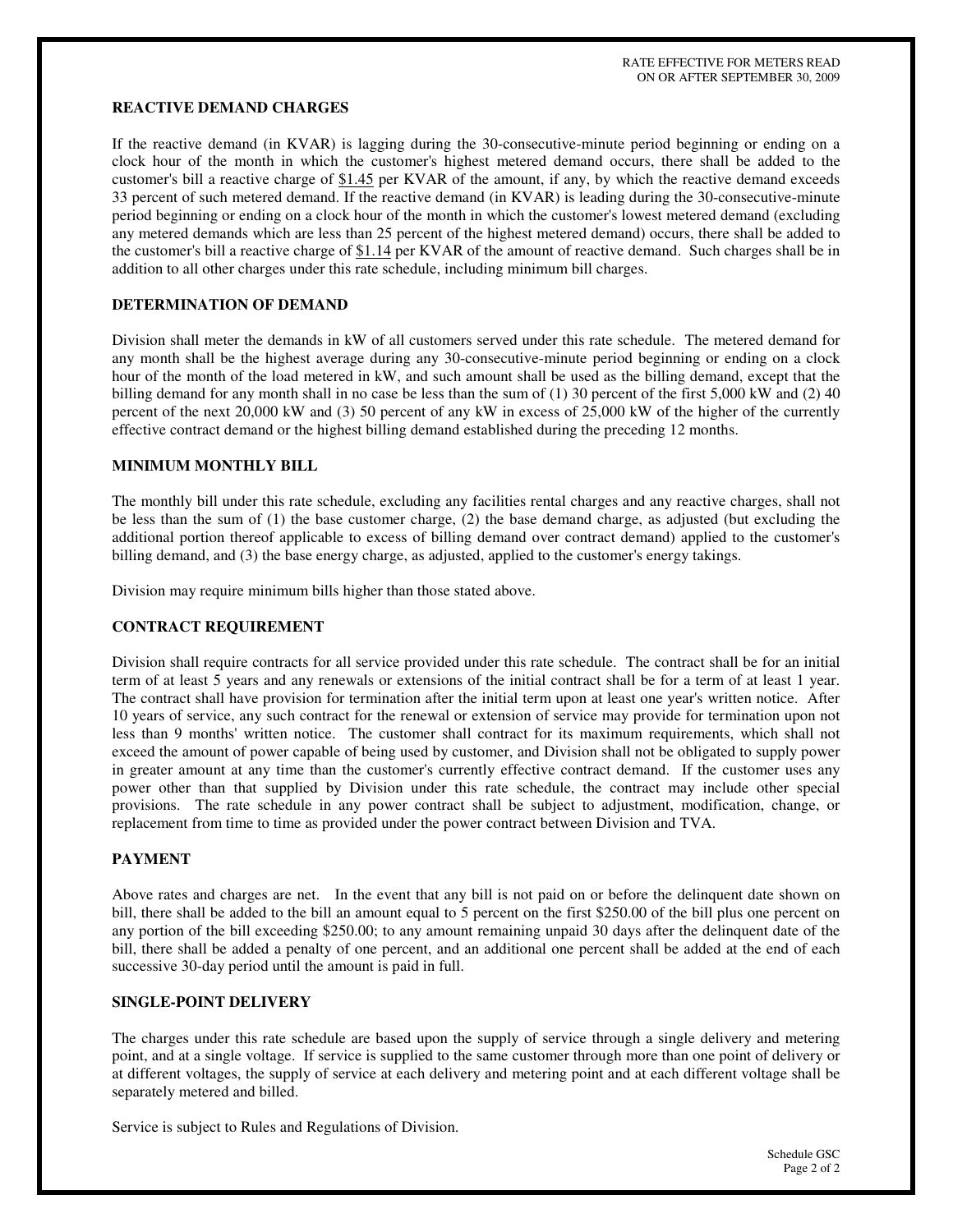RATE EFFECTIVE FOR METERS READ ON OR AFTER SEPTEMBER 30, 2009

**REACTIVE DEMAND CHARGES**

If the reactive demand (in KVAR) is lagging during the 30-consecutive-minute period beginning or ending on a clock hour of the month in which the customer's highest metered demand occurs, there shall be added to the customer's bill a reactive charge of $1.45 per KVAR of the amount, if any, by which the reactive demand exceeds 33 percent of such metered demand. If the reactive demand (in KVAR) is leading during the 30-consecutive-minute period beginning or ending on a clock hour of the month in which the customer's lowest metered demand (excluding any metered demands which are less than 25 percent of the highest metered demand) occurs, there shall be added to the customer's bill a reactive charge of $1.14 per KVAR of the amount of reactive demand. Such charges shall be in addition to all other charges under this rate schedule, including minimum bill charges.

**DETERMINATION OF DEMAND**

Division shall meter the demands in kW of all customers served under this rate schedule. The metered demand for any month shall be the highest average during any 30-consecutive-minute period beginning or ending on a clock hour of the month of the load metered in kW, and such amount shall be used as the billing demand, except that the billing demand for any month shall in no case be less than the sum of (1) 30 percent of the first 5,000 kW and (2) 40 percent of the next 20,000 kW and (3) 50 percent of any kW in excess of 25,000 kW of the higher of the currently effective contract demand or the highest billing demand established during the preceding 12 months.

**MINIMUM MONTHLY BILL**

The monthly bill under this rate schedule, excluding any facilities rental charges and any reactive charges, shall not be less than the sum of (1) the base customer charge, (2) the base demand charge, as adjusted (but excluding the additional portion thereof applicable to excess of billing demand over contract demand) applied to the customer's billing demand, and (3) the base energy charge, as adjusted, applied to the customer's energy takings.

Division may require minimum bills higher than those stated above.

**CONTRACT REQUIREMENT**

Division shall require contracts for all service provided under this rate schedule. The contract shall be for an initial term of at least 5 years and any renewals or extensions of the initial contract shall be for a term of at least 1 year. The contract shall have provision for termination after the initial term upon at least one year's written notice. After 10 years of service, any such contract for the renewal or extension of service may provide for termination upon not less than 9 months' written notice. The customer shall contract for its maximum requirements, which shall not exceed the amount of power capable of being used by customer, and Division shall not be obligated to supply power in greater amount at any time than the customer's currently effective contract demand. If the customer uses any power other than that supplied by Division under this rate schedule, the contract may include other special provisions. The rate schedule in any power contract shall be subject to adjustment, modification, change, or replacement from time to time as provided under the power contract between Division and TVA.

**PAYMENT**

Above rates and charges are net. In the event that any bill is not paid on or before the delinquent date shown on bill, there shall be added to the bill an amount equal to 5 percent on the first $250.00 of the bill plus one percent on any portion of the bill exceeding $250.00; to any amount remaining unpaid 30 days after the delinquent date of the bill, there shall be added a penalty of one percent, and an additional one percent shall be added at the end of each successive 30-day period until the amount is paid in full.

**SINGLE-POINT DELIVERY**

The charges under this rate schedule are based upon the supply of service through a single delivery and metering point, and at a single voltage. If service is supplied to the same customer through more than one point of delivery or at different voltages, the supply of service at each delivery and metering point and at each different voltage shall be separately metered and billed.

Service is subject to Rules and Regulations of Division.

Schedule GSC